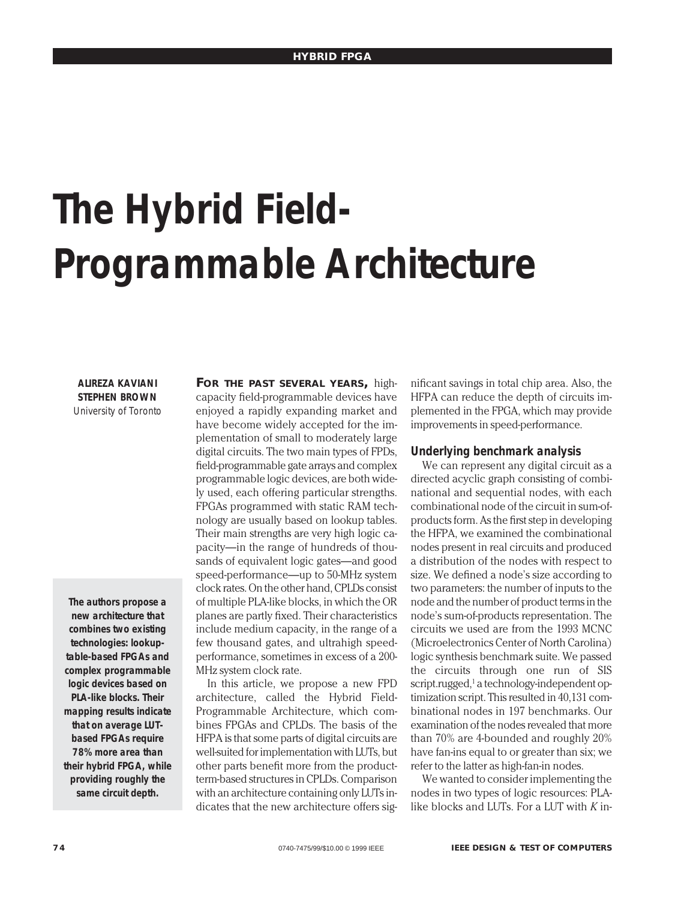# The Hybrid Field-Programmable Architecture

**ALIREZA KAVIANI**
**STEPHEN BROWN**
*University of Toronto*

**The authors propose a new architecture that combines two existing technologies: lookup-table-based FPGAs and complex programmable logic devices based on PLA-like blocks. Their mapping results indicate that on average LUT-based FPGAs require 78% more area than their hybrid FPGA, while providing roughly the same circuit depth.**

**FOR THE PAST SEVERAL YEARS,** high-capacity field-programmable devices have enjoyed a rapidly expanding market and have become widely accepted for the implementation of small to moderately large digital circuits. The two main types of FPDs, field-programmable gate arrays and complex programmable logic devices, are both widely used, each offering particular strengths. FPGAs programmed with static RAM technology are usually based on lookup tables. Their main strengths are very high logic capacity—in the range of hundreds of thousands of equivalent logic gates—and good speed-performance—up to 50-MHz system clock rates. On the other hand, CPLDs consist of multiple PLA-like blocks, in which the OR planes are partly fixed. Their characteristics include medium capacity, in the range of a few thousand gates, and ultrahigh speed-performance, sometimes in excess of a 200-MHz system clock rate.

In this article, we propose a new FPD architecture, called the Hybrid Field-Programmable Architecture, which combines FPGAs and CPLDs. The basis of the HFPA is that some parts of digital circuits are well-suited for implementation with LUTs, but other parts benefit more from the product-term-based structures in CPLDs. Comparison with an architecture containing only LUTs indicates that the new architecture offers significant savings in total chip area. Also, the HFPA can reduce the depth of circuits implemented in the FPGA, which may provide improvements in speed-performance.

## Underlying benchmark analysis

We can represent any digital circuit as a directed acyclic graph consisting of combinational and sequential nodes, with each combinational node of the circuit in sum-of-products form. As the first step in developing the HFPA, we examined the combinational nodes present in real circuits and produced a distribution of the nodes with respect to size. We defined a node's size according to two parameters: the number of inputs to the node and the number of product terms in the node's sum-of-products representation. The circuits we used are from the 1993 MCNC (Microelectronics Center of North Carolina) logic synthesis benchmark suite. We passed the circuits through one run of SIS script.rugged,[1] a technology-independent optimization script. This resulted in 40,131 combinational nodes in 197 benchmarks. Our examination of the nodes revealed that more than 70% are 4-bounded and roughly 20% have fan-ins equal to or greater than six; we refer to the latter as high-fan-in nodes.

We wanted to consider implementing the nodes in two types of logic resources: PLA-like blocks and LUTs. For a LUT with $K$ in-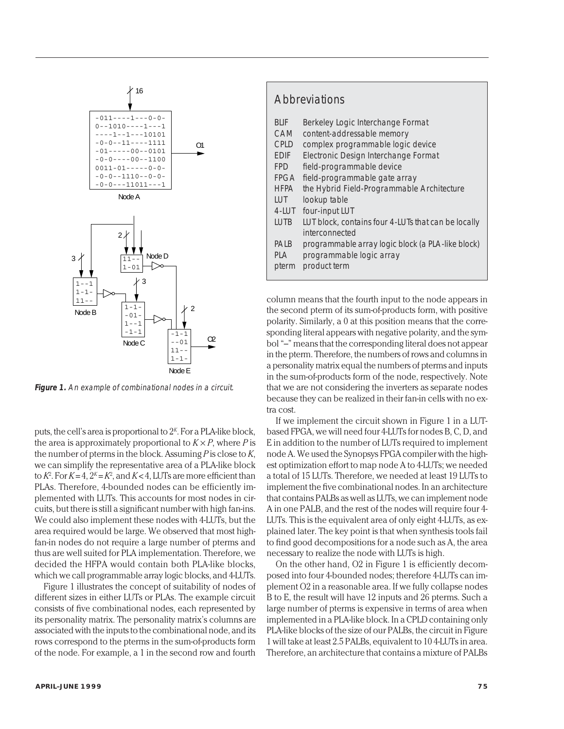**Figure 1.** *An example of combinational nodes in a circuit.*

puts, the cell's area is proportional to $2^K$. For a PLA-like block, the area is approximately proportional to $K \times P$, where $P$ is the number of pterms in the block. Assuming $P$ is close to $K$, we can simplify the representative area of a PLA-like block to $K^2$. For $K = 4$, $2^K = K^2$, and $K < 4$, LUTs are more efficient than PLAs. Therefore, 4-bounded nodes can be efficiently implemented with LUTs. This accounts for most nodes in circuits, but there is still a significant number with high fan-ins. We could also implement these nodes with 4-LUTs, but the area required would be large. We observed that most high-fan-in nodes do not require a large number of pterms and thus are well suited for PLA implementation. Therefore, we decided the HFPA would contain both PLA-like blocks, which we call programmable array logic blocks, and 4-LUTs.

Figure 1 illustrates the concept of suitability of nodes of different sizes in either LUTs or PLAs. The example circuit consists of five combinational nodes, each represented by its personality matrix. The personality matrix's columns are associated with the inputs to the combinational node, and its rows correspond to the pterms in the sum-of-products form of the node. For example, a 1 in the second row and fourth column means that the fourth input to the node appears in the second pterm of its sum-of-products form, with positive polarity. Similarly, a 0 at this position means that the corresponding literal appears with negative polarity, and the symbol "–" means that the corresponding literal does not appear in the pterm. Therefore, the numbers of rows and columns in a personality matrix equal the numbers of pterms and inputs in the sum-of-products form of the node, respectively. Note that we are not considering the inverters as separate nodes because they can be realized in their fan-in cells with no extra cost.

If we implement the circuit shown in Figure 1 in a LUT-based FPGA, we will need four 4-LUTs for nodes B, C, D, and E in addition to the number of LUTs required to implement node A. We used the Synopsys FPGA compiler with the highest optimization effort to map node A to 4-LUTs; we needed a total of 15 LUTs. Therefore, we needed at least 19 LUTs to implement the five combinational nodes. In an architecture that contains PALBs as well as LUTs, we can implement node A in one PALB, and the rest of the nodes will require four 4-LUTs. This is the equivalent area of only eight 4-LUTs, as explained later. The key point is that when synthesis tools fail to find good decompositions for a node such as A, the area necessary to realize the node with LUTs is high.

On the other hand, O2 in Figure 1 is efficiently decomposed into four 4-bounded nodes; therefore 4-LUTs can implement O2 in a reasonable area. If we fully collapse nodes B to E, the result will have 12 inputs and 26 pterms. Such a large number of pterms is expensive in terms of area when implemented in a PLA-like block. In a CPLD containing only PLA-like blocks of the size of our PALBs, the circuit in Figure 1 will take at least 2.5 PALBs, equivalent to 10 4-LUTs in area. Therefore, an architecture that contains a mixture of PALBs

## Abbreviations

| | |
|---|---|
| BLIF | Berkeley Logic Interchange Format |
| CAM | content-addressable memory |
| CPLD | complex programmable logic device |
| EDIF | Electronic Design Interchange Format |
| FPD | field-programmable device |
| FPGA | field-programmable gate array |
| HFPA | the Hybrid Field-Programmable Architecture |
| LUT | lookup table |
| 4-LUT | four-input LUT |
| LUTB | LUT block, contains four 4-LUTs that can be locally interconnected |
| PALB | programmable array logic block (a PLA-like block) |
| PLA | programmable logic array |
| pterm | product term |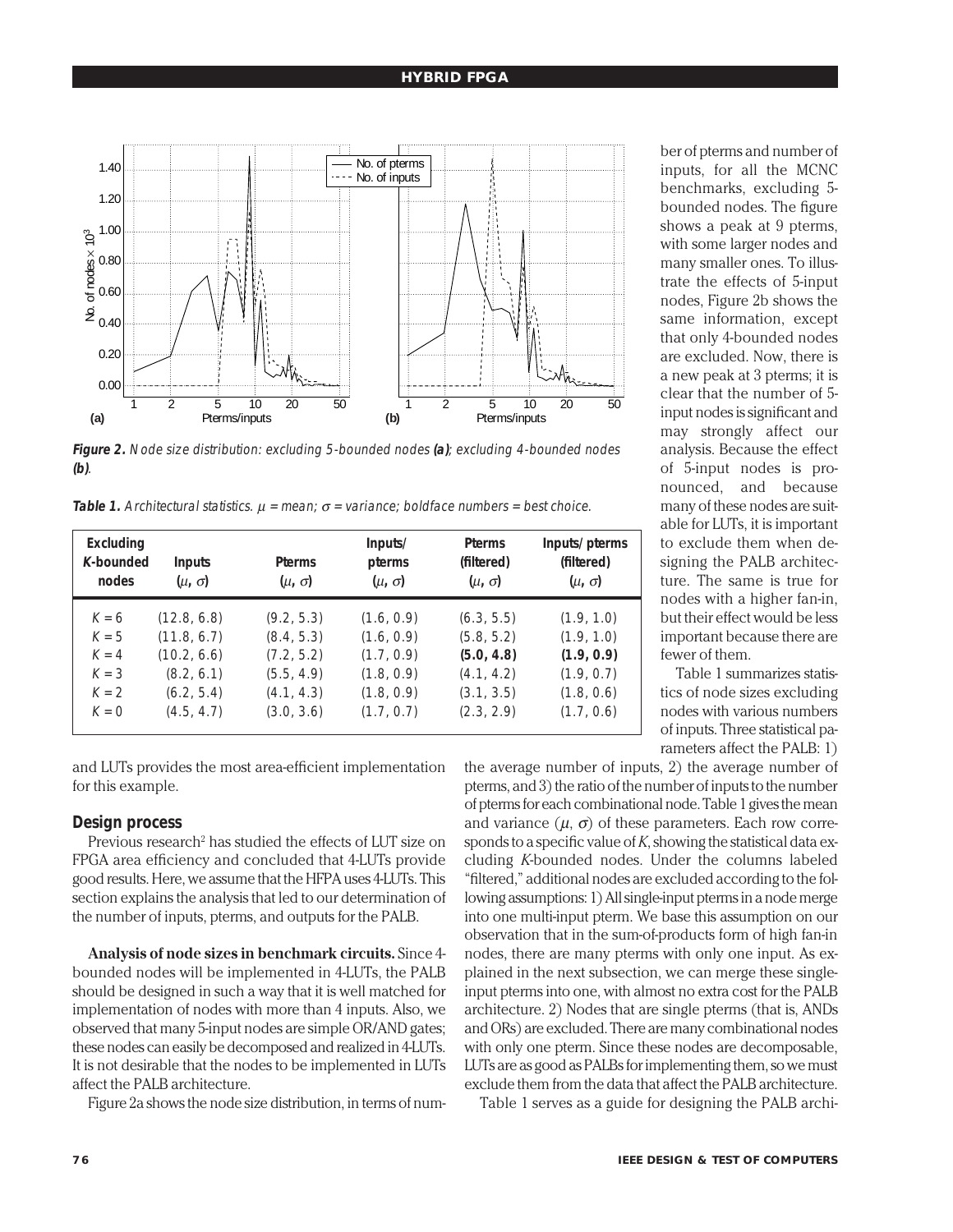**Figure 2.** Node size distribution: excluding 5-bounded nodes **(a)**; excluding 4-bounded nodes **(b)**.

**Table 1.** Architectural statistics. $\mu$ = mean; $\sigma$ = variance; boldface numbers = best choice.

| Excluding *K*-bounded nodes | Inputs ($\mu$, $\sigma$) | Pterms ($\mu$, $\sigma$) | Inputs/pterms ($\mu$, $\sigma$) | Pterms (filtered) ($\mu$, $\sigma$) | Inputs/pterms (filtered) ($\mu$, $\sigma$) |
|---|---|---|---|---|---|
| $K = 6$ | (12.8, 6.8) | (9.2, 5.3) | (1.6, 0.9) | (6.3, 5.5) | (1.9, 1.0) |
| $K = 5$ | (11.8, 6.7) | (8.4, 5.3) | (1.6, 0.9) | (5.8, 5.2) | (1.9, 1.0) |
| $K = 4$ | (10.2, 6.6) | (7.2, 5.2) | (1.7, 0.9) | **(5.0, 4.8)** | **(1.9, 0.9)** |
| $K = 3$ | (8.2, 6.1) | (5.5, 4.9) | (1.8, 0.9) | (4.1, 4.2) | (1.9, 0.7) |
| $K = 2$ | (6.2, 5.4) | (4.1, 4.3) | (1.8, 0.9) | (3.1, 3.5) | (1.8, 0.6) |
| $K = 0$ | (4.5, 4.7) | (3.0, 3.6) | (1.7, 0.7) | (2.3, 2.9) | (1.7, 0.6) |

and LUTs provides the most area-efficient implementation for this example.

## Design process

Previous research[2] has studied the effects of LUT size on FPGA area efficiency and concluded that 4-LUTs provide good results. Here, we assume that the HFPA uses 4-LUTs. This section explains the analysis that led to our determination of the number of inputs, pterms, and outputs for the PALB.

**Analysis of node sizes in benchmark circuits.** Since 4-bounded nodes will be implemented in 4-LUTs, the PALB should be designed in such a way that it is well matched for implementation of nodes with more than 4 inputs. Also, we observed that many 5-input nodes are simple OR/AND gates; these nodes can easily be decomposed and realized in 4-LUTs. It is not desirable that the nodes to be implemented in LUTs affect the PALB architecture.

Figure 2a shows the node size distribution, in terms of number of pterms and number of inputs, for all the MCNC benchmarks, excluding 5-bounded nodes. The figure shows a peak at 9 pterms, with some larger nodes and many smaller ones. To illustrate the effects of 5-input nodes, Figure 2b shows the same information, except that only 4-bounded nodes are excluded. Now, there is a new peak at 3 pterms; it is clear that the number of 5-input nodes is significant and may strongly affect our analysis. Because the effect of 5-input nodes is pronounced, and because many of these nodes are suitable for LUTs, it is important to exclude them when designing the PALB architecture. The same is true for nodes with a higher fan-in, but their effect would be less important because there are fewer of them.

Table 1 summarizes statistics of node sizes excluding nodes with various numbers of inputs. Three statistical parameters affect the PALB: 1) the average number of inputs, 2) the average number of pterms, and 3) the ratio of the number of inputs to the number of pterms for each combinational node. Table 1 gives the mean and variance ($\mu$, $\sigma$) of these parameters. Each row corresponds to a specific value of $K$, showing the statistical data excluding $K$-bounded nodes. Under the columns labeled "filtered," additional nodes are excluded according to the following assumptions: 1) All single-input pterms in a node merge into one multi-input pterm. We base this assumption on our observation that in the sum-of-products form of high fan-in nodes, there are many pterms with only one input. As explained in the next subsection, we can merge these single-input pterms into one, with almost no extra cost for the PALB architecture. 2) Nodes that are single pterms (that is, ANDs and ORs) are excluded. There are many combinational nodes with only one pterm. Since these nodes are decomposable, LUTs are as good as PALBs for implementing them, so we must exclude them from the data that affect the PALB architecture.

Table 1 serves as a guide for designing the PALB archi-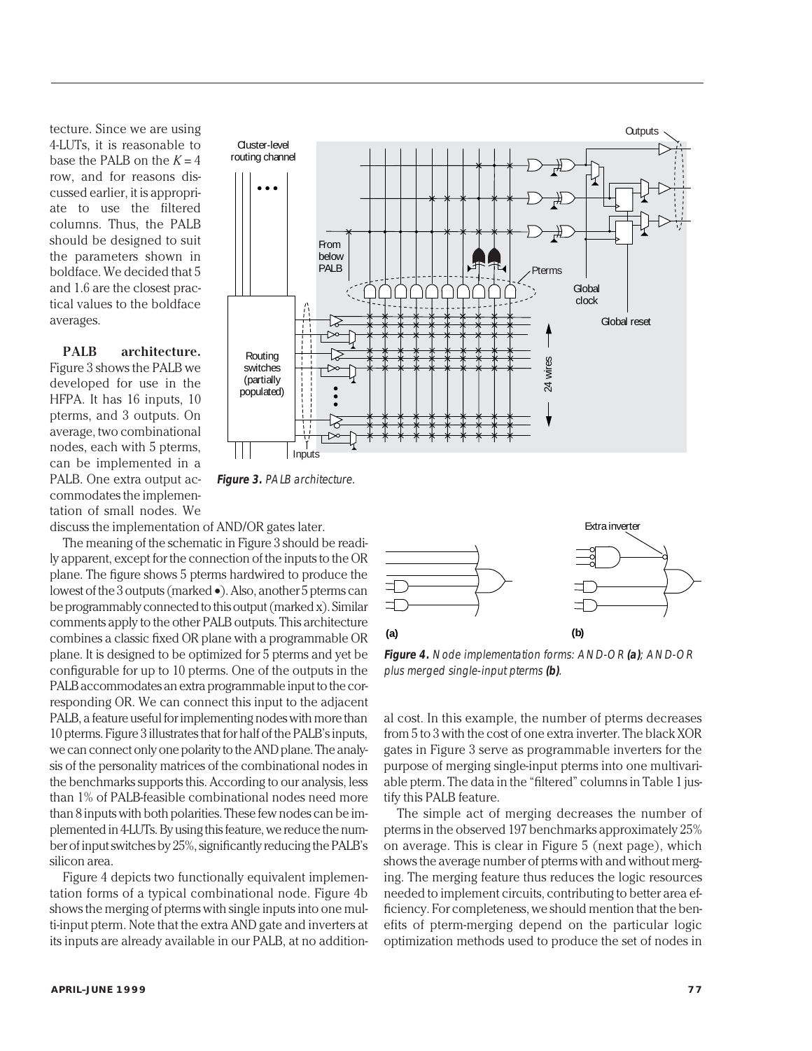tecture. Since we are using 4-LUTs, it is reasonable to base the PALB on the $K = 4$ row, and for reasons discussed earlier, it is appropriate to use the filtered columns. Thus, the PALB should be designed to suit the parameters shown in boldface. We decided that 5 and 1.6 are the closest practical values to the boldface averages.

**PALB architecture.** Figure 3 shows the PALB we developed for use in the HFPA. It has 16 inputs, 10 pterms, and 3 outputs. On average, two combinational nodes, each with 5 pterms, can be implemented in a PALB. One extra output accommodates the implementation of small nodes. We discuss the implementation of AND/OR gates later.

***Figure 3.*** *PALB architecture.*

The meaning of the schematic in Figure 3 should be readily apparent, except for the connection of the inputs to the OR plane. The figure shows 5 pterms hardwired to produce the lowest of the 3 outputs (marked •). Also, another 5 pterms can be programmably connected to this output (marked x). Similar comments apply to the other PALB outputs. This architecture combines a classic fixed OR plane with a programmable OR plane. It is designed to be optimized for 5 pterms and yet be configurable for up to 10 pterms. One of the outputs in the PALB accommodates an extra programmable input to the corresponding OR. We can connect this input to the adjacent PALB, a feature useful for implementing nodes with more than 10 pterms. Figure 3 illustrates that for half of the PALB's inputs, we can connect only one polarity to the AND plane. The analysis of the personality matrices of the combinational nodes in the benchmarks supports this. According to our analysis, less than 1% of PALB-feasible combinational nodes need more than 8 inputs with both polarities. These few nodes can be implemented in 4-LUTs. By using this feature, we reduce the number of input switches by 25%, significantly reducing the PALB's silicon area.

Figure 4 depicts two functionally equivalent implementation forms of a typical combinational node. Figure 4b shows the merging of pterms with single inputs into one multi-input pterm. Note that the extra AND gate and inverters at its inputs are already available in our PALB, at no additional cost. In this example, the number of pterms decreases from 5 to 3 with the cost of one extra inverter. The black XOR gates in Figure 3 serve as programmable inverters for the purpose of merging single-input pterms into one multivariable pterm. The data in the "filtered" columns in Table 1 justify this PALB feature.

***Figure 4.*** *Node implementation forms: AND-OR **(a)**; AND-OR plus merged single-input pterms **(b)**.*

The simple act of merging decreases the number of pterms in the observed 197 benchmarks approximately 25% on average. This is clear in Figure 5 (next page), which shows the average number of pterms with and without merging. The merging feature thus reduces the logic resources needed to implement circuits, contributing to better area efficiency. For completeness, we should mention that the benefits of pterm-merging depend on the particular logic optimization methods used to produce the set of nodes in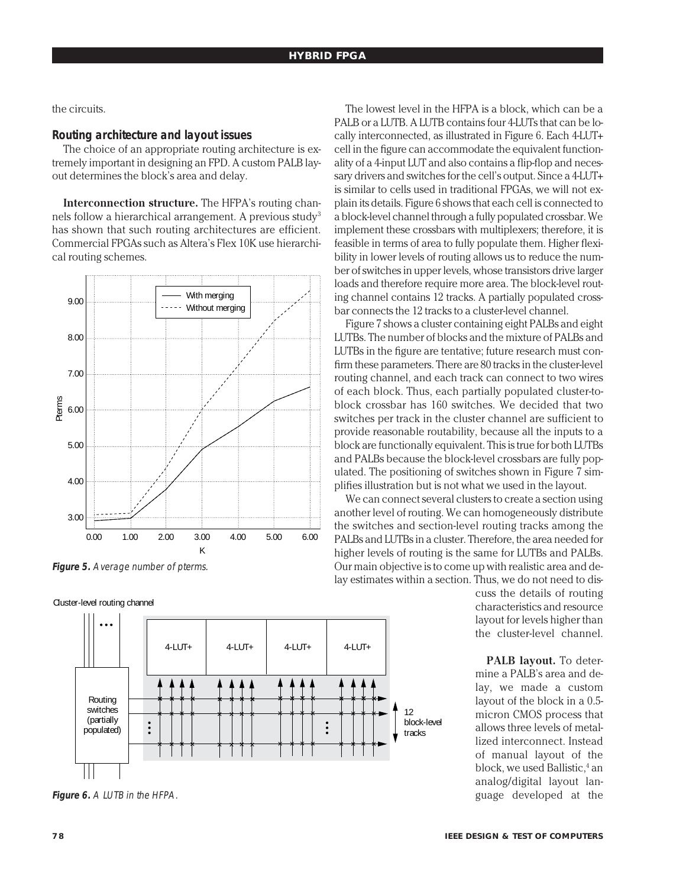the circuits.

### Routing architecture and layout issues

The choice of an appropriate routing architecture is extremely important in designing an FPD. A custom PALB layout determines the block's area and delay.

**Interconnection structure.** The HFPA's routing channels follow a hierarchical arrangement. A previous study[3] has shown that such routing architectures are efficient. Commercial FPGAs such as Altera's Flex 10K use hierarchical routing schemes.

***Figure 5.*** *Average number of pterms.*

***Figure 6.*** *A LUTB in the HFPA.*

The lowest level in the HFPA is a block, which can be a PALB or a LUTB. A LUTB contains four 4-LUTs that can be locally interconnected, as illustrated in Figure 6. Each 4-LUT+ cell in the figure can accommodate the equivalent functionality of a 4-input LUT and also contains a flip-flop and necessary drivers and switches for the cell's output. Since a 4-LUT+ is similar to cells used in traditional FPGAs, we will not explain its details. Figure 6 shows that each cell is connected to a block-level channel through a fully populated crossbar. We implement these crossbars with multiplexers; therefore, it is feasible in terms of area to fully populate them. Higher flexibility in lower levels of routing allows us to reduce the number of switches in upper levels, whose transistors drive larger loads and therefore require more area. The block-level routing channel contains 12 tracks. A partially populated crossbar connects the 12 tracks to a cluster-level channel.

Figure 7 shows a cluster containing eight PALBs and eight LUTBs. The number of blocks and the mixture of PALBs and LUTBs in the figure are tentative; future research must confirm these parameters. There are 80 tracks in the cluster-level routing channel, and each track can connect to two wires of each block. Thus, each partially populated cluster-to-block crossbar has 160 switches. We decided that two switches per track in the cluster channel are sufficient to provide reasonable routability, because all the inputs to a block are functionally equivalent. This is true for both LUTBs and PALBs because the block-level crossbars are fully populated. The positioning of switches shown in Figure 7 simplifies illustration but is not what we used in the layout.

We can connect several clusters to create a section using another level of routing. We can homogeneously distribute the switches and section-level routing tracks among the PALBs and LUTBs in a cluster. Therefore, the area needed for higher levels of routing is the same for LUTBs and PALBs. Our main objective is to come up with realistic area and delay estimates within a section. Thus, we do not need to discuss the details of routing characteristics and resource layout for levels higher than the cluster-level channel.

**PALB layout.** To determine a PALB's area and delay, we made a custom layout of the block in a 0.5-micron CMOS process that allows three levels of metallized interconnect. Instead of manual layout of the block, we used Ballistic,[4] an analog/digital layout language developed at the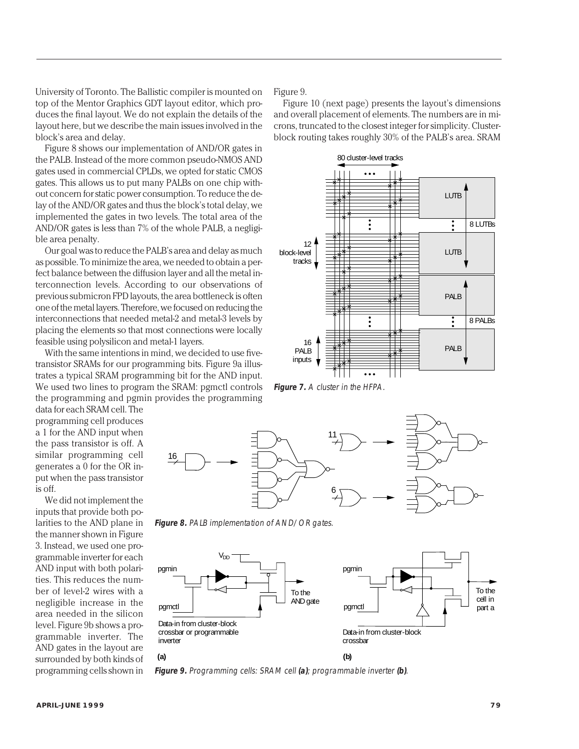University of Toronto. The Ballistic compiler is mounted on top of the Mentor Graphics GDT layout editor, which produces the final layout. We do not explain the details of the layout here, but we describe the main issues involved in the block's area and delay.

Figure 8 shows our implementation of AND/OR gates in the PALB. Instead of the more common pseudo-NMOS AND gates used in commercial CPLDs, we opted for static CMOS gates. This allows us to put many PALBs on one chip without concern for static power consumption. To reduce the delay of the AND/OR gates and thus the block's total delay, we implemented the gates in two levels. The total area of the AND/OR gates is less than 7% of the whole PALB, a negligible area penalty.

Our goal was to reduce the PALB's area and delay as much as possible. To minimize the area, we needed to obtain a perfect balance between the diffusion layer and all the metal interconnection levels. According to our observations of previous submicron FPD layouts, the area bottleneck is often one of the metal layers. Therefore, we focused on reducing the interconnections that needed metal-2 and metal-3 levels by placing the elements so that most connections were locally feasible using polysilicon and metal-1 layers.

With the same intentions in mind, we decided to use five-transistor SRAMs for our programming bits. Figure 9a illustrates a typical SRAM programming bit for the AND input. We used two lines to program the SRAM: pgmctl controls the programming and pgmin provides the programming data for each SRAM cell. The programming cell produces a 1 for the AND input when the pass transistor is off. A similar programming cell generates a 0 for the OR input when the pass transistor is off.

We did not implement the inputs that provide both polarities to the AND plane in the manner shown in Figure 3. Instead, we used one programmable inverter for each AND input with both polarities. This reduces the number of level-2 wires with a negligible increase in the area needed in the silicon level. Figure 9b shows a programmable inverter. The AND gates in the layout are surrounded by both kinds of programming cells shown in Figure 9.

Figure 10 (next page) presents the layout's dimensions and overall placement of elements. The numbers are in microns, truncated to the closest integer for simplicity. Cluster-block routing takes roughly 30% of the PALB's area. SRAM

**Figure 7.** A cluster in the HFPA.

**Figure 8.** PALB implementation of AND/OR gates.

**Figure 9.** Programming cells: SRAM cell **(a)**; programmable inverter **(b)**.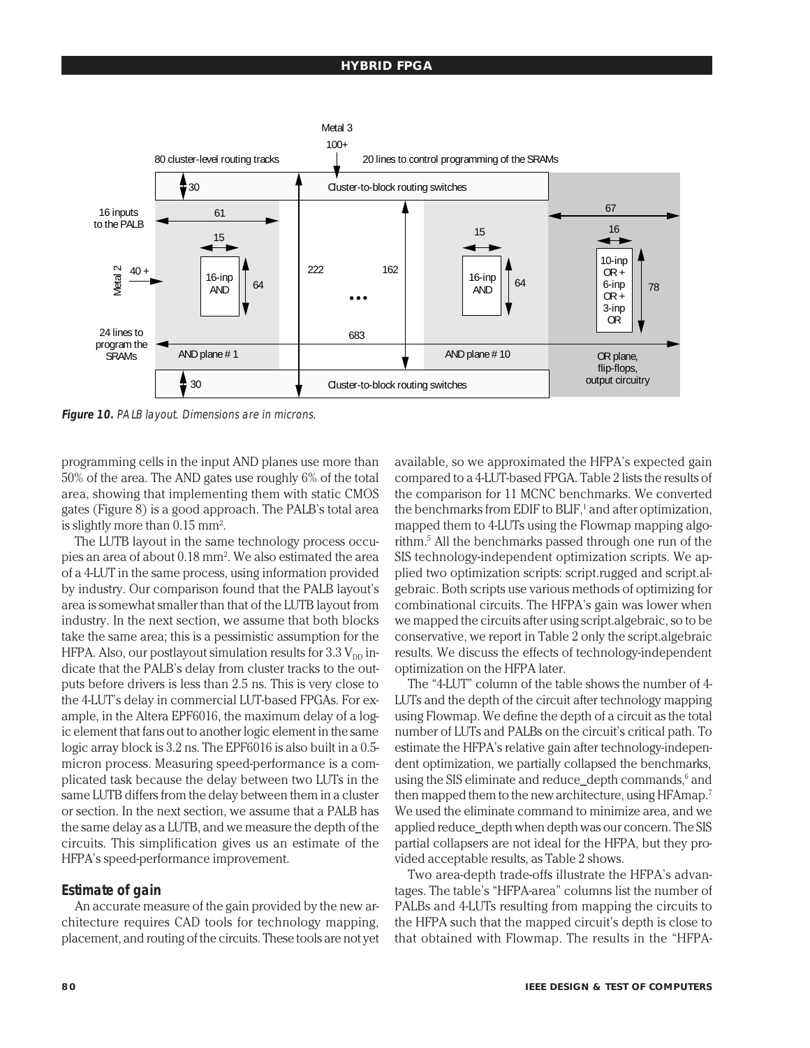**Figure 10.** *PALB layout. Dimensions are in microns.*

programming cells in the input AND planes use more than 50% of the area. The AND gates use roughly 6% of the total area, showing that implementing them with static CMOS gates (Figure 8) is a good approach. The PALB's total area is slightly more than 0.15 $mm^2$.

The LUTB layout in the same technology process occupies an area of about 0.18 $mm^2$. We also estimated the area of a 4-LUT in the same process, using information provided by industry. Our comparison found that the PALB layout's area is somewhat smaller than that of the LUTB layout from industry. In the next section, we assume that both blocks take the same area; this is a pessimistic assumption for the HFPA. Also, our postlayout simulation results for 3.3 $V_{DD}$ indicate that the PALB's delay from cluster tracks to the outputs before drivers is less than 2.5 ns. This is very close to the 4-LUT's delay in commercial LUT-based FPGAs. For example, in the Altera EPF6016, the maximum delay of a logic element that fans out to another logic element in the same logic array block is 3.2 ns. The EPF6016 is also built in a 0.5-micron process. Measuring speed-performance is a complicated task because the delay between two LUTs in the same LUTB differs from the delay between them in a cluster or section. In the next section, we assume that a PALB has the same delay as a LUTB, and we measure the depth of the circuits. This simplification gives us an estimate of the HFPA's speed-performance improvement.

## Estimate of gain

An accurate measure of the gain provided by the new architecture requires CAD tools for technology mapping, placement, and routing of the circuits. These tools are not yet available, so we approximated the HFPA's expected gain compared to a 4-LUT-based FPGA. Table 2 lists the results of the comparison for 11 MCNC benchmarks. We converted the benchmarks from EDIF to BLIF,[1] and after optimization, mapped them to 4-LUTs using the Flowmap mapping algorithm.[5] All the benchmarks passed through one run of the SIS technology-independent optimization scripts. We applied two optimization scripts: script.rugged and script.algebraic. Both scripts use various methods of optimizing for combinational circuits. The HFPA's gain was lower when we mapped the circuits after using script.algebraic, so to be conservative, we report in Table 2 only the script.algebraic results. We discuss the effects of technology-independent optimization on the HFPA later.

The "4-LUT" column of the table shows the number of 4-LUTs and the depth of the circuit after technology mapping using Flowmap. We define the depth of a circuit as the total number of LUTs and PALBs on the circuit's critical path. To estimate the HFPA's relative gain after technology-independent optimization, we partially collapsed the benchmarks, using the SIS eliminate and reduce_depth commands,[6] and then mapped them to the new architecture, using HFAmap.[7] We used the eliminate command to minimize area, and we applied reduce_depth when depth was our concern. The SIS partial collapsers are not ideal for the HFPA, but they provided acceptable results, as Table 2 shows.

Two area-depth trade-offs illustrate the HFPA's advantages. The table's "HFPA-area" columns list the number of PALBs and 4-LUTs resulting from mapping the circuits to the HFPA such that the mapped circuit's depth is close to that obtained with Flowmap. The results in the "HFPA-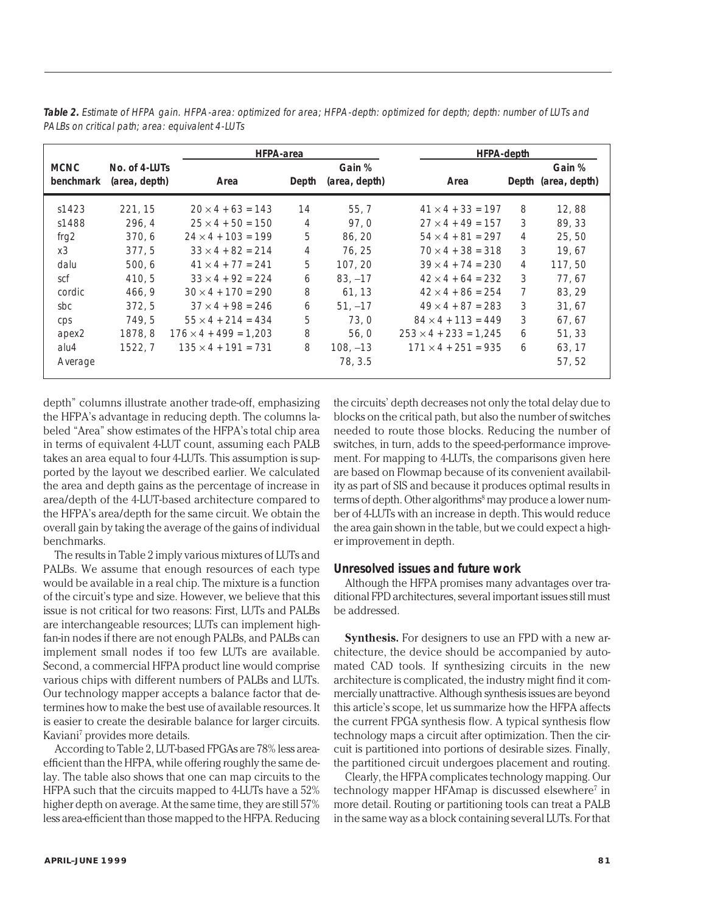**Table 2.** *Estimate of HFPA gain. HFPA-area: optimized for area; HFPA-depth: optimized for depth; depth: number of LUTs and PALBs on critical path; area: equivalent 4-LUTs*

| MCNC benchmark | No. of 4-LUTs (area, depth) | HFPA-area | | | HFPA-depth | | |
|---|---|---|---|---|---|---|---|
| | | Area | Depth | Gain % (area, depth) | Area | Depth | Gain % (area, depth) |
| s1423 | 221, 15 | $20 \times 4 + 63 = 143$ | 14 | 55, 7 | $41 \times 4 + 33 = 197$ | 8 | 12, 88 |
| s1488 | 296, 4 | $25 \times 4 + 50 = 150$ | 4 | 97, 0 | $27 \times 4 + 49 = 157$ | 3 | 89, 33 |
| frg2 | 370, 6 | $24 \times 4 + 103 = 199$ | 5 | 86, 20 | $54 \times 4 + 81 = 297$ | 4 | 25, 50 |
| x3 | 377, 5 | $33 \times 4 + 82 = 214$ | 4 | 76, 25 | $70 \times 4 + 38 = 318$ | 3 | 19, 67 |
| dalu | 500, 6 | $41 \times 4 + 77 = 241$ | 5 | 107, 20 | $39 \times 4 + 74 = 230$ | 4 | 117, 50 |
| scf | 410, 5 | $33 \times 4 + 92 = 224$ | 6 | 83, –17 | $42 \times 4 + 64 = 232$ | 3 | 77, 67 |
| cordic | 466, 9 | $30 \times 4 + 170 = 290$ | 8 | 61, 13 | $42 \times 4 + 86 = 254$ | 7 | 83, 29 |
| sbc | 372, 5 | $37 \times 4 + 98 = 246$ | 6 | 51, –17 | $49 \times 4 + 87 = 283$ | 3 | 31, 67 |
| cps | 749, 5 | $55 \times 4 + 214 = 434$ | 5 | 73, 0 | $84 \times 4 + 113 = 449$ | 3 | 67, 67 |
| apex2 | 1878, 8 | $176 \times 4 + 499 = 1{,}203$ | 8 | 56, 0 | $253 \times 4 + 233 = 1{,}245$ | 6 | 51, 33 |
| alu4 | 1522, 7 | $135 \times 4 + 191 = 731$ | 8 | 108, –13 | $171 \times 4 + 251 = 935$ | 6 | 63, 17 |
| Average | | | | 78, 3.5 | | | 57, 52 |

depth" columns illustrate another trade-off, emphasizing the HFPA's advantage in reducing depth. The columns labeled "Area" show estimates of the HFPA's total chip area in terms of equivalent 4-LUT count, assuming each PALB takes an area equal to four 4-LUTs. This assumption is supported by the layout we described earlier. We calculated the area and depth gains as the percentage of increase in area/depth of the 4-LUT-based architecture compared to the HFPA's area/depth for the same circuit. We obtain the overall gain by taking the average of the gains of individual benchmarks.

The results in Table 2 imply various mixtures of LUTs and PALBs. We assume that enough resources of each type would be available in a real chip. The mixture is a function of the circuit's type and size. However, we believe that this issue is not critical for two reasons: First, LUTs and PALBs are interchangeable resources; LUTs can implement high-fan-in nodes if there are not enough PALBs, and PALBs can implement small nodes if too few LUTs are available. Second, a commercial HFPA product line would comprise various chips with different numbers of PALBs and LUTs. Our technology mapper accepts a balance factor that determines how to make the best use of available resources. It is easier to create the desirable balance for larger circuits. Kaviani[7] provides more details.

According to Table 2, LUT-based FPGAs are 78% less area-efficient than the HFPA, while offering roughly the same delay. The table also shows that one can map circuits to the HFPA such that the circuits mapped to 4-LUTs have a 52% higher depth on average. At the same time, they are still 57% less area-efficient than those mapped to the HFPA. Reducing the circuits' depth decreases not only the total delay due to blocks on the critical path, but also the number of switches needed to route those blocks. Reducing the number of switches, in turn, adds to the speed-performance improvement. For mapping to 4-LUTs, the comparisons given here are based on Flowmap because of its convenient availability as part of SIS and because it produces optimal results in terms of depth. Other algorithms[8] may produce a lower number of 4-LUTs with an increase in depth. This would reduce the area gain shown in the table, but we could expect a higher improvement in depth.

## Unresolved issues and future work

Although the HFPA promises many advantages over traditional FPD architectures, several important issues still must be addressed.

**Synthesis.** For designers to use an FPD with a new architecture, the device should be accompanied by automated CAD tools. If synthesizing circuits in the new architecture is complicated, the industry might find it commercially unattractive. Although synthesis issues are beyond this article's scope, let us summarize how the HFPA affects the current FPGA synthesis flow. A typical synthesis flow technology maps a circuit after optimization. Then the circuit is partitioned into portions of desirable sizes. Finally, the partitioned circuit undergoes placement and routing.

Clearly, the HFPA complicates technology mapping. Our technology mapper HFAmap is discussed elsewhere[7] in more detail. Routing or partitioning tools can treat a PALB in the same way as a block containing several LUTs. For that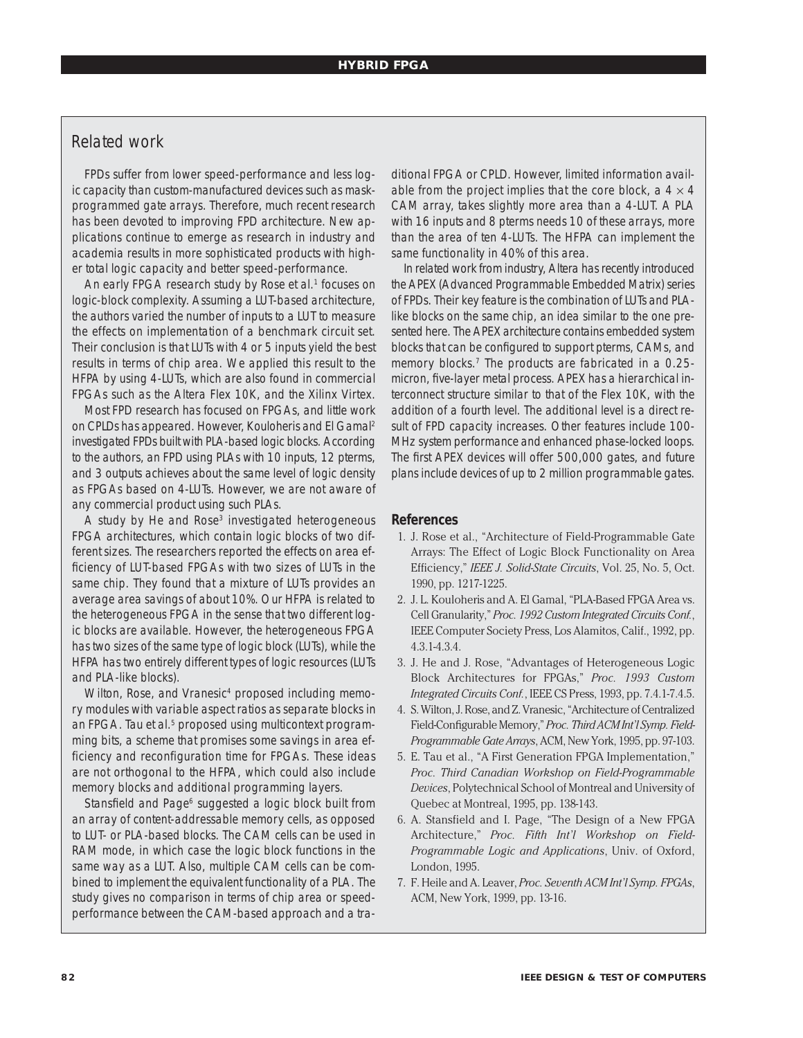## Related work

FPDs suffer from lower speed-performance and less logic capacity than custom-manufactured devices such as mask-programmed gate arrays. Therefore, much recent research has been devoted to improving FPD architecture. New applications continue to emerge as research in industry and academia results in more sophisticated products with higher total logic capacity and better speed-performance.

An early FPGA research study by Rose et al.[1] focuses on logic-block complexity. Assuming a LUT-based architecture, the authors varied the number of inputs to a LUT to measure the effects on implementation of a benchmark circuit set. Their conclusion is that LUTs with 4 or 5 inputs yield the best results in terms of chip area. We applied this result to the HFPA by using 4-LUTs, which are also found in commercial FPGAs such as the Altera Flex 10K, and the Xilinx Virtex.

Most FPD research has focused on FPGAs, and little work on CPLDs has appeared. However, Kouloheris and El Gamal[2] investigated FPDs built with PLA-based logic blocks. According to the authors, an FPD using PLAs with 10 inputs, 12 pterms, and 3 outputs achieves about the same level of logic density as FPGAs based on 4-LUTs. However, we are not aware of any commercial product using such PLAs.

A study by He and Rose[3] investigated heterogeneous FPGA architectures, which contain logic blocks of two different sizes. The researchers reported the effects on area efficiency of LUT-based FPGAs with two sizes of LUTs in the same chip. They found that a mixture of LUTs provides an average area savings of about 10%. Our HFPA is related to the heterogeneous FPGA in the sense that two different logic blocks are available. However, the heterogeneous FPGA has two sizes of the same type of logic block (LUTs), while the HFPA has two entirely different types of logic resources (LUTs and PLA-like blocks).

Wilton, Rose, and Vranesic[4] proposed including memory modules with variable aspect ratios as separate blocks in an FPGA. Tau et al.[5] proposed using multicontext programming bits, a scheme that promises some savings in area efficiency and reconfiguration time for FPGAs. These ideas are not orthogonal to the HFPA, which could also include memory blocks and additional programming layers.

Stansfield and Page[6] suggested a logic block built from an array of content-addressable memory cells, as opposed to LUT- or PLA-based blocks. The CAM cells can be used in RAM mode, in which case the logic block functions in the same way as a LUT. Also, multiple CAM cells can be combined to implement the equivalent functionality of a PLA. The study gives no comparison in terms of chip area or speed-performance between the CAM-based approach and a traditional FPGA or CPLD. However, limited information available from the project implies that the core block, a $4 \times 4$ CAM array, takes slightly more area than a 4-LUT. A PLA with 16 inputs and 8 pterms needs 10 of these arrays, more than the area of ten 4-LUTs. The HFPA can implement the same functionality in 40% of this area.

In related work from industry, Altera has recently introduced the APEX (Advanced Programmable Embedded Matrix) series of FPDs. Their key feature is the combination of LUTs and PLA-like blocks on the same chip, an idea similar to the one presented here. The APEX architecture contains embedded system blocks that can be configured to support pterms, CAMs, and memory blocks.[7] The products are fabricated in a 0.25-micron, five-layer metal process. APEX has a hierarchical interconnect structure similar to that of the Flex 10K, with the addition of a fourth level. The additional level is a direct result of FPD capacity increases. Other features include 100-MHz system performance and enhanced phase-locked loops. The first APEX devices will offer 500,000 gates, and future plans include devices of up to 2 million programmable gates.

### References

1. J. Rose et al., "Architecture of Field-Programmable Gate Arrays: The Effect of Logic Block Functionality on Area Efficiency," *IEEE J. Solid-State Circuits*, Vol. 25, No. 5, Oct. 1990, pp. 1217-1225.
2. J. L. Kouloheris and A. El Gamal, "PLA-Based FPGA Area vs. Cell Granularity," *Proc. 1992 Custom Integrated Circuits Conf.*, IEEE Computer Society Press, Los Alamitos, Calif., 1992, pp. 4.3.1-4.3.4.
3. J. He and J. Rose, "Advantages of Heterogeneous Logic Block Architectures for FPGAs," *Proc. 1993 Custom Integrated Circuits Conf.*, IEEE CS Press, 1993, pp. 7.4.1-7.4.5.
4. S. Wilton, J. Rose, and Z. Vranesic, "Architecture of Centralized Field-Configurable Memory," *Proc. Third ACM Int'l Symp. Field-Programmable Gate Arrays*, ACM, New York, 1995, pp. 97-103.
5. E. Tau et al., "A First Generation FPGA Implementation," *Proc. Third Canadian Workshop on Field-Programmable Devices*, Polytechnical School of Montreal and University of Quebec at Montreal, 1995, pp. 138-143.
6. A. Stansfield and I. Page, "The Design of a New FPGA Architecture," *Proc. Fifth Int'l Workshop on Field-Programmable Logic and Applications*, Univ. of Oxford, London, 1995.
7. F. Heile and A. Leaver, *Proc. Seventh ACM Int'l Symp. FPGAs*, ACM, New York, 1999, pp. 13-16.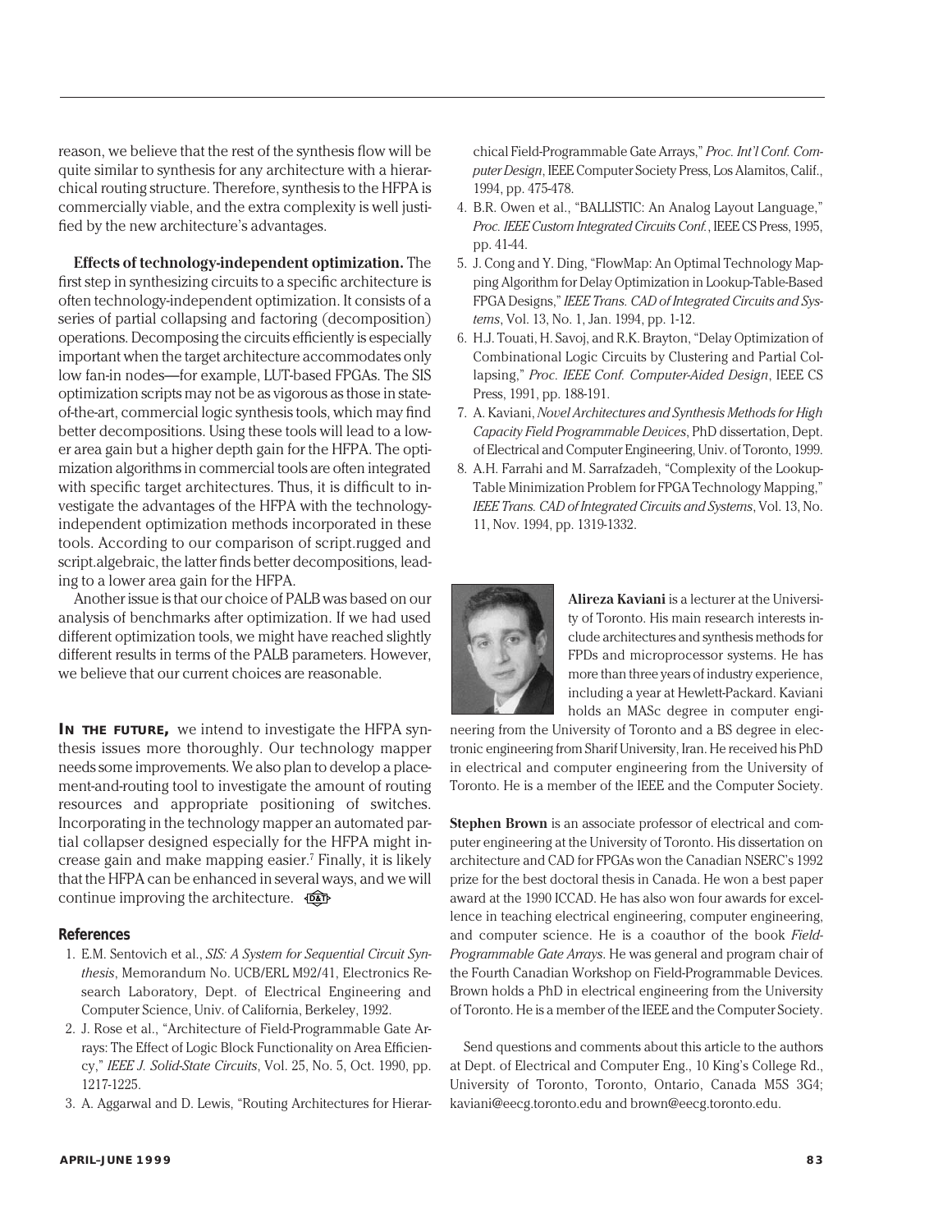reason, we believe that the rest of the synthesis flow will be quite similar to synthesis for any architecture with a hierarchical routing structure. Therefore, synthesis to the HFPA is commercially viable, and the extra complexity is well justified by the new architecture's advantages.

**Effects of technology-independent optimization.** The first step in synthesizing circuits to a specific architecture is often technology-independent optimization. It consists of a series of partial collapsing and factoring (decomposition) operations. Decomposing the circuits efficiently is especially important when the target architecture accommodates only low fan-in nodes—for example, LUT-based FPGAs. The SIS optimization scripts may not be as vigorous as those in state-of-the-art, commercial logic synthesis tools, which may find better decompositions. Using these tools will lead to a lower area gain but a higher depth gain for the HFPA. The optimization algorithms in commercial tools are often integrated with specific target architectures. Thus, it is difficult to investigate the advantages of the HFPA with the technology-independent optimization methods incorporated in these tools. According to our comparison of script.rugged and script.algebraic, the latter finds better decompositions, leading to a lower area gain for the HFPA.

Another issue is that our choice of PALB was based on our analysis of benchmarks after optimization. If we had used different optimization tools, we might have reached slightly different results in terms of the PALB parameters. However, we believe that our current choices are reasonable.

**IN THE FUTURE,** we intend to investigate the HFPA synthesis issues more thoroughly. Our technology mapper needs some improvements. We also plan to develop a placement-and-routing tool to investigate the amount of routing resources and appropriate positioning of switches. Incorporating in the technology mapper an automated partial collapser designed especially for the HFPA might increase gain and make mapping easier.[7] Finally, it is likely that the HFPA can be enhanced in several ways, and we will continue improving the architecture.

## References

1. E.M. Sentovich et al., *SIS: A System for Sequential Circuit Synthesis*, Memorandum No. UCB/ERL M92/41, Electronics Research Laboratory, Dept. of Electrical Engineering and Computer Science, Univ. of California, Berkeley, 1992.
2. J. Rose et al., "Architecture of Field-Programmable Gate Arrays: The Effect of Logic Block Functionality on Area Efficiency," *IEEE J. Solid-State Circuits*, Vol. 25, No. 5, Oct. 1990, pp. 1217-1225.
3. A. Aggarwal and D. Lewis, "Routing Architectures for Hierarchical Field-Programmable Gate Arrays," *Proc. Int'l Conf. Computer Design*, IEEE Computer Society Press, Los Alamitos, Calif., 1994, pp. 475-478.
4. B.R. Owen et al., "BALLISTIC: An Analog Layout Language," *Proc. IEEE Custom Integrated Circuits Conf.*, IEEE CS Press, 1995, pp. 41-44.
5. J. Cong and Y. Ding, "FlowMap: An Optimal Technology Mapping Algorithm for Delay Optimization in Lookup-Table-Based FPGA Designs," *IEEE Trans. CAD of Integrated Circuits and Systems*, Vol. 13, No. 1, Jan. 1994, pp. 1-12.
6. H.J. Touati, H. Savoj, and R.K. Brayton, "Delay Optimization of Combinational Logic Circuits by Clustering and Partial Collapsing," *Proc. IEEE Conf. Computer-Aided Design*, IEEE CS Press, 1991, pp. 188-191.
7. A. Kaviani, *Novel Architectures and Synthesis Methods for High Capacity Field Programmable Devices*, PhD dissertation, Dept. of Electrical and Computer Engineering, Univ. of Toronto, 1999.
8. A.H. Farrahi and M. Sarrafzadeh, "Complexity of the Lookup-Table Minimization Problem for FPGA Technology Mapping," *IEEE Trans. CAD of Integrated Circuits and Systems*, Vol. 13, No. 11, Nov. 1994, pp. 1319-1332.

**Alireza Kaviani** is a lecturer at the University of Toronto. His main research interests include architectures and synthesis methods for FPDs and microprocessor systems. He has more than three years of industry experience, including a year at Hewlett-Packard. Kaviani holds an MASc degree in computer engineering from the University of Toronto and a BS degree in electronic engineering from Sharif University, Iran. He received his PhD in electrical and computer engineering from the University of Toronto. He is a member of the IEEE and the Computer Society.

**Stephen Brown** is an associate professor of electrical and computer engineering at the University of Toronto. His dissertation on architecture and CAD for FPGAs won the Canadian NSERC's 1992 prize for the best doctoral thesis in Canada. He won a best paper award at the 1990 ICCAD. He has also won four awards for excellence in teaching electrical engineering, computer engineering, and computer science. He is a coauthor of the book *Field-Programmable Gate Arrays*. He was general and program chair of the Fourth Canadian Workshop on Field-Programmable Devices. Brown holds a PhD in electrical engineering from the University of Toronto. He is a member of the IEEE and the Computer Society.

Send questions and comments about this article to the authors at Dept. of Electrical and Computer Eng., 10 King's College Rd., University of Toronto, Toronto, Ontario, Canada M5S 3G4; kaviani@eecg.toronto.edu and brown@eecg.toronto.edu.